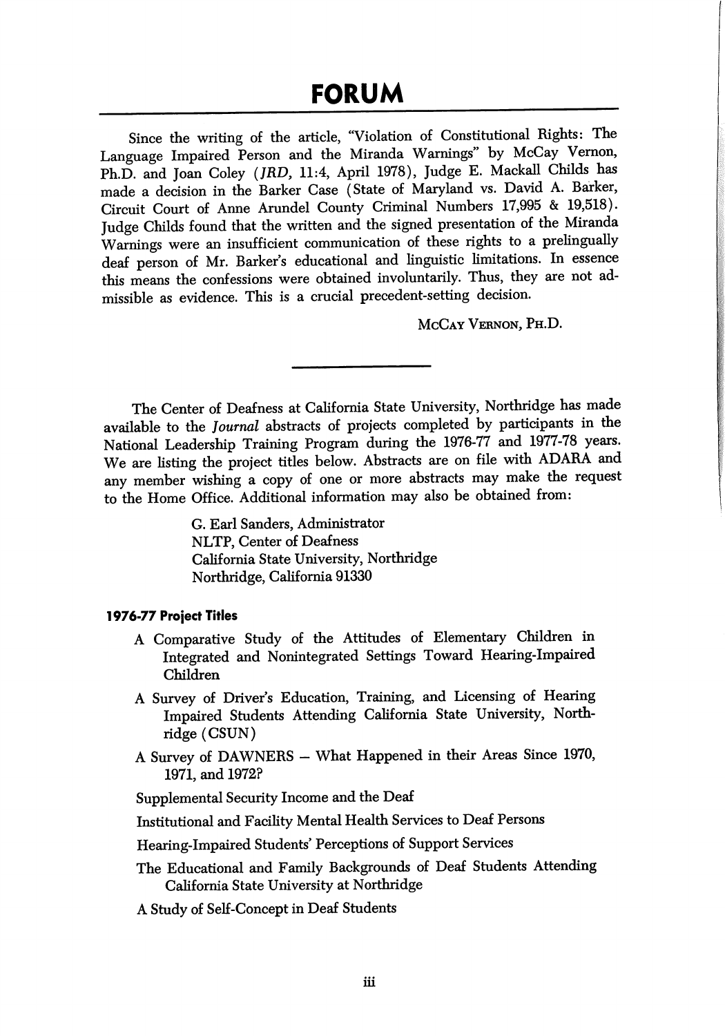# FORUM

Since the writing of the article, "Violation of Constitutional Rights: The Language Impaired Person and the Miranda Warnings" by McCay Vernon, Ph.D. and Joan Coley (*JRD*, 11:4, April 1978), Judge E. Mackall Childs has made a decision in the Barker Case (State of Maryland vs. David A. Barker, Circuit Court of Anne Arundel County Criminal Numbers 17,995 & 19,518). Judge Childs found that the written and the signed presentation of the Miranda Warnings were an insufficient communication of these rights to a prelingually deaf person of Mr. Barker's educational and linguistic limitations. In essence this means the confessions were obtained involuntarily. Thus, they are not admissible as evidence. This is a crucial precedent-setting decision.

McCay Vernon, Ph.D.

---

The Center of Deafness at California State University, Northridge has made available to the *Journal* abstracts of projects completed by participants in the National Leadership Training Program during the 1976-77 and 1977-78 years. We are listing the project titles below. Abstracts are on file with ADARA and any member wishing a copy of one or more abstracts may make the request to the Home Office. Additional information may also be obtained from:

G. Earl Sanders, Administrator
NLTP, Center of Deafness
California State University, Northridge
Northridge, California 91330

### 1976-77 Project Titles

A Comparative Study of the Attitudes of Elementary Children in Integrated and Nonintegrated Settings Toward Hearing-Impaired Children

A Survey of Driver's Education, Training, and Licensing of Hearing Impaired Students Attending California State University, Northridge (CSUN)

A Survey of DAWNERS – What Happened in their Areas Since 1970, 1971, and 1972?

Supplemental Security Income and the Deaf

Institutional and Facility Mental Health Services to Deaf Persons

Hearing-Impaired Students' Perceptions of Support Services

The Educational and Family Backgrounds of Deaf Students Attending California State University at Northridge

A Study of Self-Concept in Deaf Students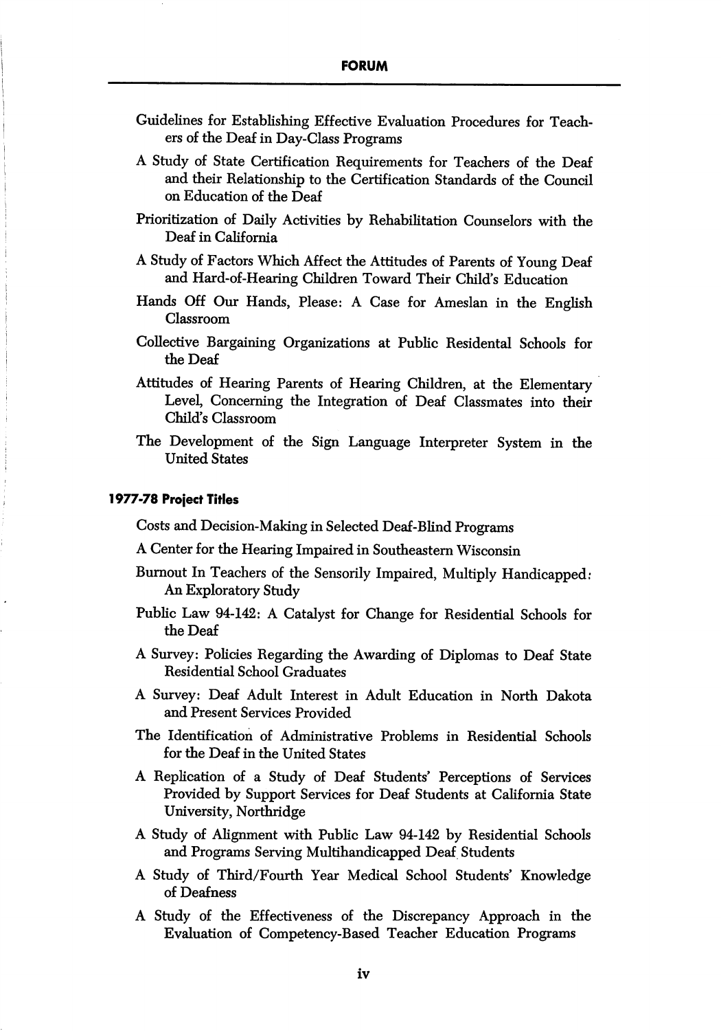Guidelines for Establishing Effective Evaluation Procedures for Teachers of the Deaf in Day-Class Programs

A Study of State Certification Requirements for Teachers of the Deaf and their Relationship to the Certification Standards of the Council on Education of the Deaf

Prioritization of Daily Activities by Rehabilitation Counselors with the Deaf in California

A Study of Factors Which Affect the Attitudes of Parents of Young Deaf and Hard-of-Hearing Children Toward Their Child's Education

Hands Off Our Hands, Please: A Case for Ameslan in the English Classroom

Collective Bargaining Organizations at Public Residental Schools for the Deaf

Attitudes of Hearing Parents of Hearing Children, at the Elementary Level, Concerning the Integration of Deaf Classmates into their Child's Classroom

The Development of the Sign Language Interpreter System in the United States

**1977-78 Project Titles**

Costs and Decision-Making in Selected Deaf-Blind Programs

A Center for the Hearing Impaired in Southeastern Wisconsin

Burnout In Teachers of the Sensorily Impaired, Multiply Handicapped: An Exploratory Study

Public Law 94-142: A Catalyst for Change for Residential Schools for the Deaf

A Survey: Policies Regarding the Awarding of Diplomas to Deaf State Residential School Graduates

A Survey: Deaf Adult Interest in Adult Education in North Dakota and Present Services Provided

The Identification of Administrative Problems in Residential Schools for the Deaf in the United States

A Replication of a Study of Deaf Students' Perceptions of Services Provided by Support Services for Deaf Students at California State University, Northridge

A Study of Alignment with Public Law 94-142 by Residential Schools and Programs Serving Multihandicapped Deaf Students

A Study of Third/Fourth Year Medical School Students' Knowledge of Deafness

A Study of the Effectiveness of the Discrepancy Approach in the Evaluation of Competency-Based Teacher Education Programs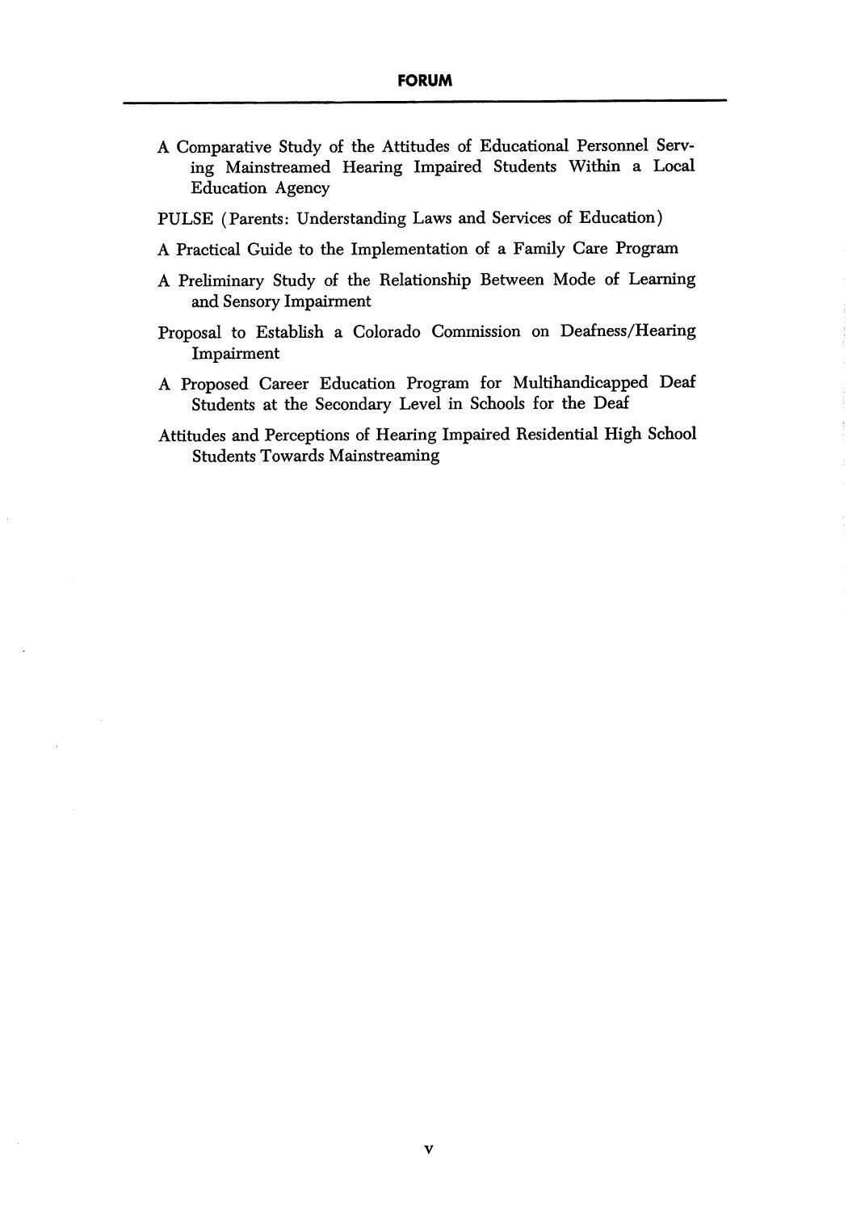A Comparative Study of the Attitudes of Educational Personnel Serving Mainstreamed Hearing Impaired Students Within a Local Education Agency

PULSE (Parents: Understanding Laws and Services of Education)

A Practical Guide to the Implementation of a Family Care Program

A Preliminary Study of the Relationship Between Mode of Learning and Sensory Impairment

Proposal to Establish a Colorado Commission on Deafness/Hearing Impairment

A Proposed Career Education Program for Multihandicapped Deaf Students at the Secondary Level in Schools for the Deaf

Attitudes and Perceptions of Hearing Impaired Residential High School Students Towards Mainstreaming